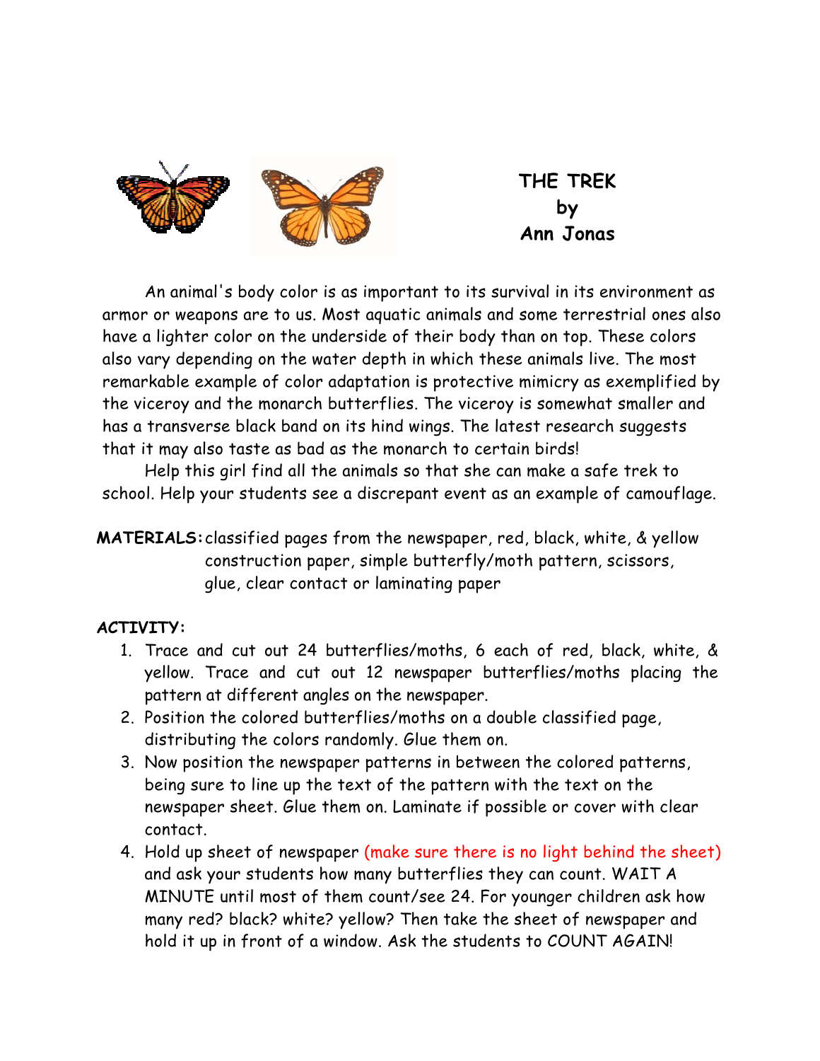# THE TREK
by
Ann Jonas

An animal's body color is as important to its survival in its environment as armor or weapons are to us. Most aquatic animals and some terrestrial ones also have a lighter color on the underside of their body than on top. These colors also vary depending on the water depth in which these animals live. The most remarkable example of color adaptation is protective mimicry as exemplified by the viceroy and the monarch butterflies. The viceroy is somewhat smaller and has a transverse black band on its hind wings. The latest research suggests that it may also taste as bad as the monarch to certain birds!

Help this girl find all the animals so that she can make a safe trek to school. Help your students see a discrepant event as an example of camouflage.

**MATERIALS:** classified pages from the newspaper, red, black, white, & yellow construction paper, simple butterfly/moth pattern, scissors, glue, clear contact or laminating paper

**ACTIVITY:**

1. Trace and cut out 24 butterflies/moths, 6 each of red, black, white, & yellow. Trace and cut out 12 newspaper butterflies/moths placing the pattern at different angles on the newspaper.
2. Position the colored butterflies/moths on a double classified page, distributing the colors randomly. Glue them on.
3. Now position the newspaper patterns in between the colored patterns, being sure to line up the text of the pattern with the text on the newspaper sheet. Glue them on. Laminate if possible or cover with clear contact.
4. Hold up sheet of newspaper (make sure there is no light behind the sheet) and ask your students how many butterflies they can count. WAIT A MINUTE until most of them count/see 24. For younger children ask how many red? black? white? yellow? Then take the sheet of newspaper and hold it up in front of a window. Ask the students to COUNT AGAIN!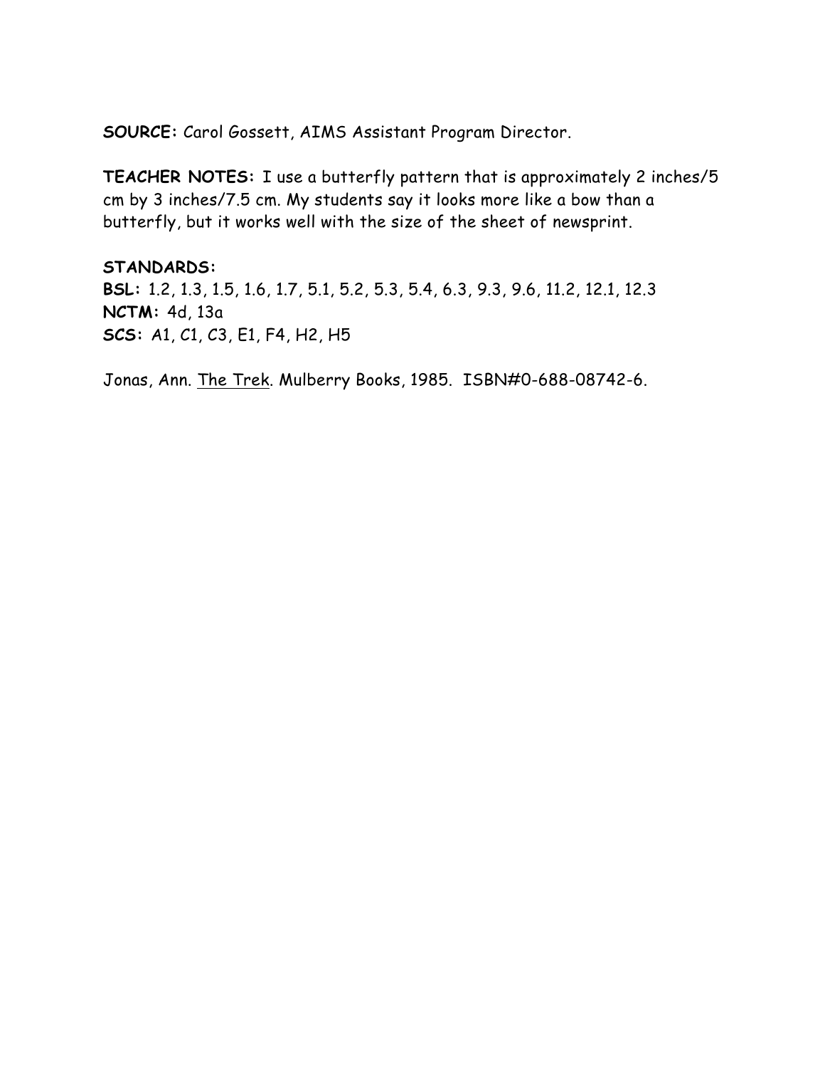**SOURCE:** Carol Gossett, AIMS Assistant Program Director.

**TEACHER NOTES:** I use a butterfly pattern that is approximately 2 inches/5 cm by 3 inches/7.5 cm. My students say it looks more like a bow than a butterfly, but it works well with the size of the sheet of newsprint.

**STANDARDS:**
**BSL:** 1.2, 1.3, 1.5, 1.6, 1.7, 5.1, 5.2, 5.3, 5.4, 6.3, 9.3, 9.6, 11.2, 12.1, 12.3
**NCTM:** 4d, 13a
**SCS:** A1, C1, C3, E1, F4, H2, H5

Jonas, Ann. <u>The Trek</u>. Mulberry Books, 1985. ISBN#0-688-08742-6.